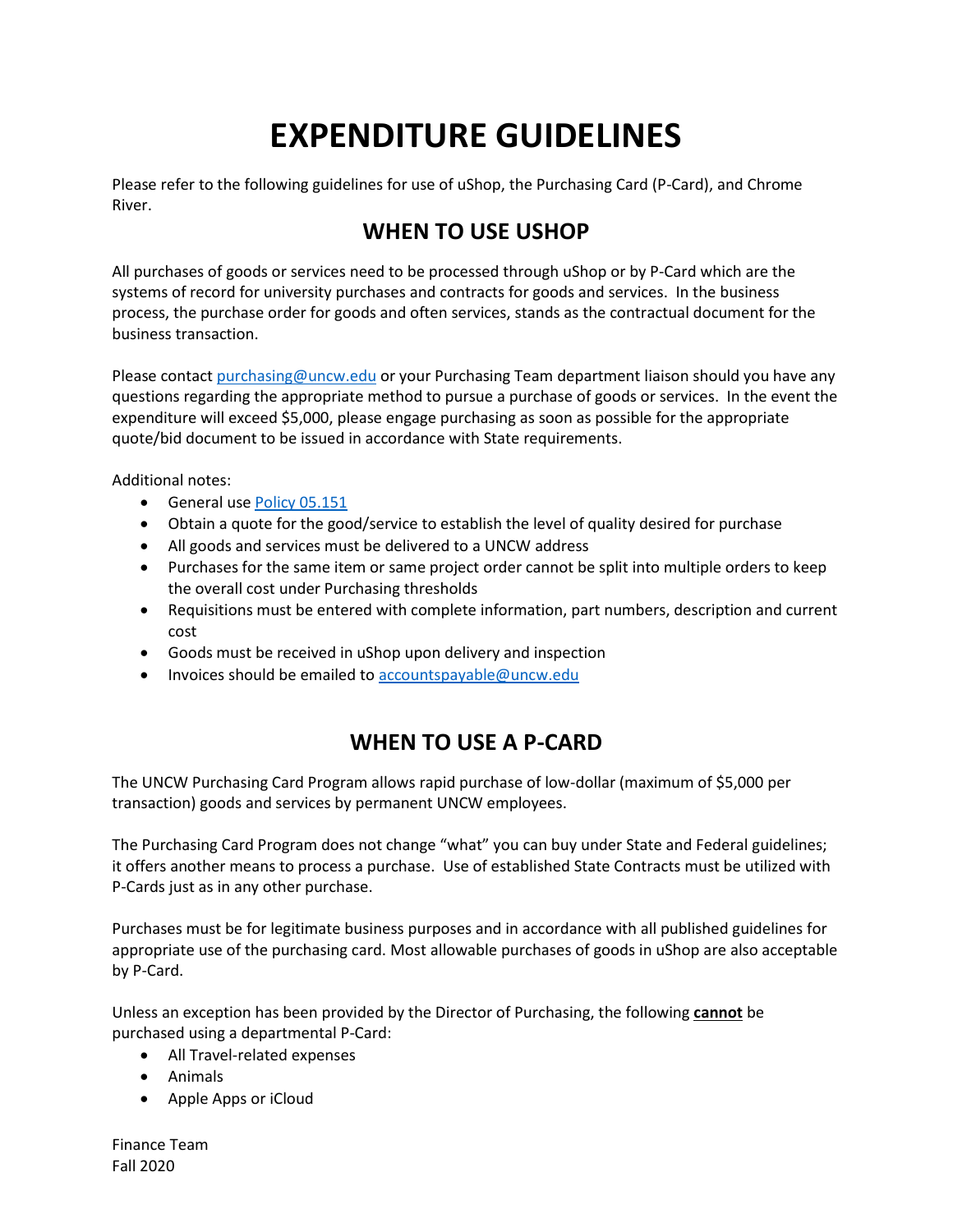# EXPENDITURE GUIDELINES

Please refer to the following guidelines for use of uShop, the Purchasing Card (P-Card), and Chrome River.

## WHEN TO USE USHOP

All purchases of goods or services need to be processed through uShop or by P-Card which are the systems of record for university purchases and contracts for goods and services. In the business process, the purchase order for goods and often services, stands as the contractual document for the business transaction.

Please contact [purchasing@uncw.edu](mailto:purchasing@uncw.edu) or your Purchasing Team department liaison should you have any questions regarding the appropriate method to pursue a purchase of goods or services. In the event the expenditure will exceed $5,000, please engage purchasing as soon as possible for the appropriate quote/bid document to be issued in accordance with State requirements.

Additional notes:

- General use [Policy 05.151]()
- Obtain a quote for the good/service to establish the level of quality desired for purchase
- All goods and services must be delivered to a UNCW address
- Purchases for the same item or same project order cannot be split into multiple orders to keep the overall cost under Purchasing thresholds
- Requisitions must be entered with complete information, part numbers, description and current cost
- Goods must be received in uShop upon delivery and inspection
- Invoices should be emailed to [accountspayable@uncw.edu](mailto:accountspayable@uncw.edu)

## WHEN TO USE A P-CARD

The UNCW Purchasing Card Program allows rapid purchase of low-dollar (maximum of $5,000 per transaction) goods and services by permanent UNCW employees.

The Purchasing Card Program does not change "what" you can buy under State and Federal guidelines; it offers another means to process a purchase. Use of established State Contracts must be utilized with P-Cards just as in any other purchase.

Purchases must be for legitimate business purposes and in accordance with all published guidelines for appropriate use of the purchasing card. Most allowable purchases of goods in uShop are also acceptable by P-Card.

Unless an exception has been provided by the Director of Purchasing, the following **cannot** be purchased using a departmental P-Card:

- All Travel-related expenses
- Animals
- Apple Apps or iCloud

Finance Team
Fall 2020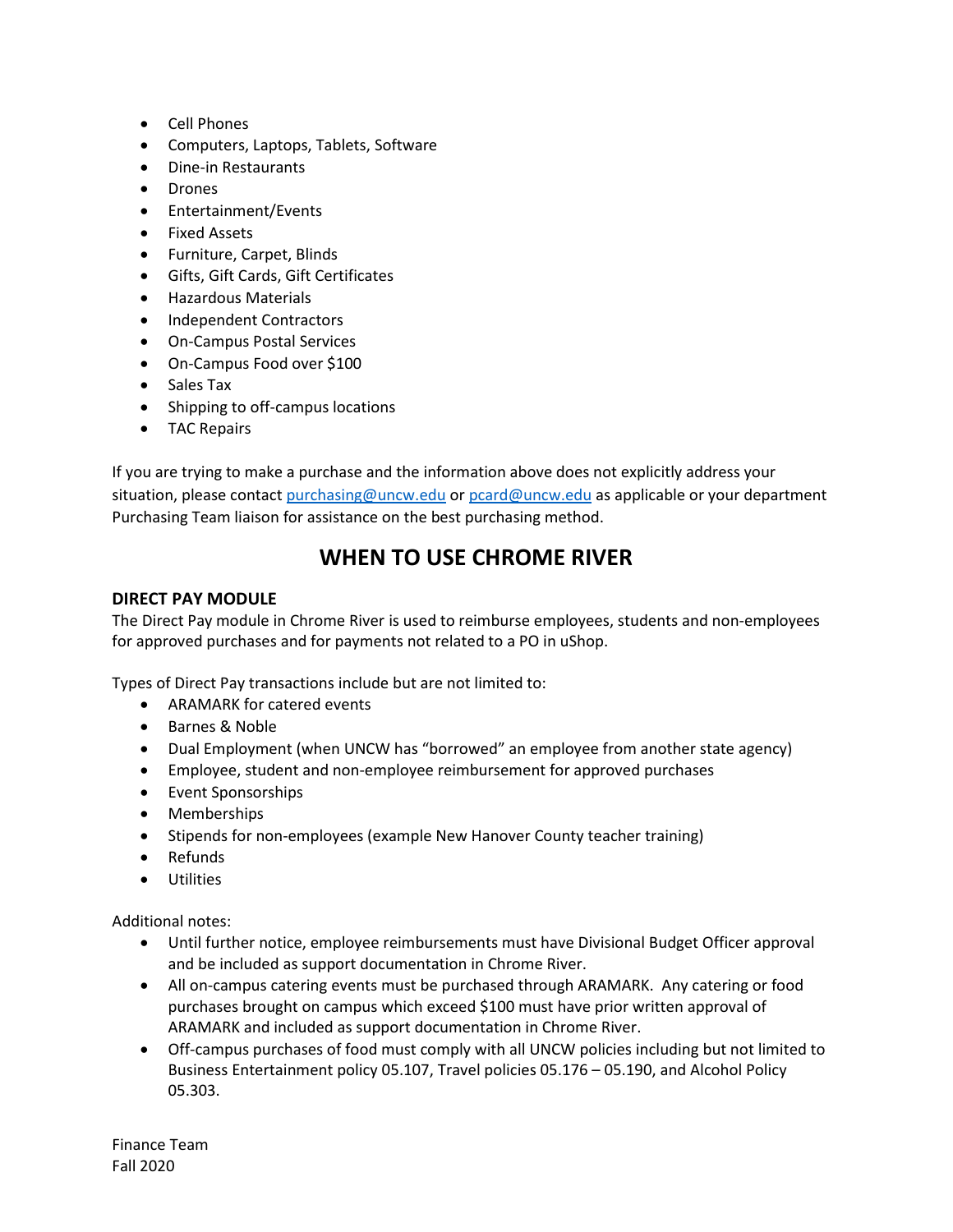- Cell Phones
- Computers, Laptops, Tablets, Software
- Dine-in Restaurants
- Drones
- Entertainment/Events
- Fixed Assets
- Furniture, Carpet, Blinds
- Gifts, Gift Cards, Gift Certificates
- Hazardous Materials
- Independent Contractors
- On-Campus Postal Services
- On-Campus Food over $100
- Sales Tax
- Shipping to off-campus locations
- TAC Repairs

If you are trying to make a purchase and the information above does not explicitly address your situation, please contact purchasing@uncw.edu or pcard@uncw.edu as applicable or your department Purchasing Team liaison for assistance on the best purchasing method.

# WHEN TO USE CHROME RIVER

### DIRECT PAY MODULE

The Direct Pay module in Chrome River is used to reimburse employees, students and non-employees for approved purchases and for payments not related to a PO in uShop.

Types of Direct Pay transactions include but are not limited to:

- ARAMARK for catered events
- Barnes & Noble
- Dual Employment (when UNCW has "borrowed" an employee from another state agency)
- Employee, student and non-employee reimbursement for approved purchases
- Event Sponsorships
- Memberships
- Stipends for non-employees (example New Hanover County teacher training)
- Refunds
- Utilities

Additional notes:

- Until further notice, employee reimbursements must have Divisional Budget Officer approval and be included as support documentation in Chrome River.
- All on-campus catering events must be purchased through ARAMARK. Any catering or food purchases brought on campus which exceed $100 must have prior written approval of ARAMARK and included as support documentation in Chrome River.
- Off-campus purchases of food must comply with all UNCW policies including but not limited to Business Entertainment policy 05.107, Travel policies 05.176 – 05.190, and Alcohol Policy 05.303.

Finance Team
Fall 2020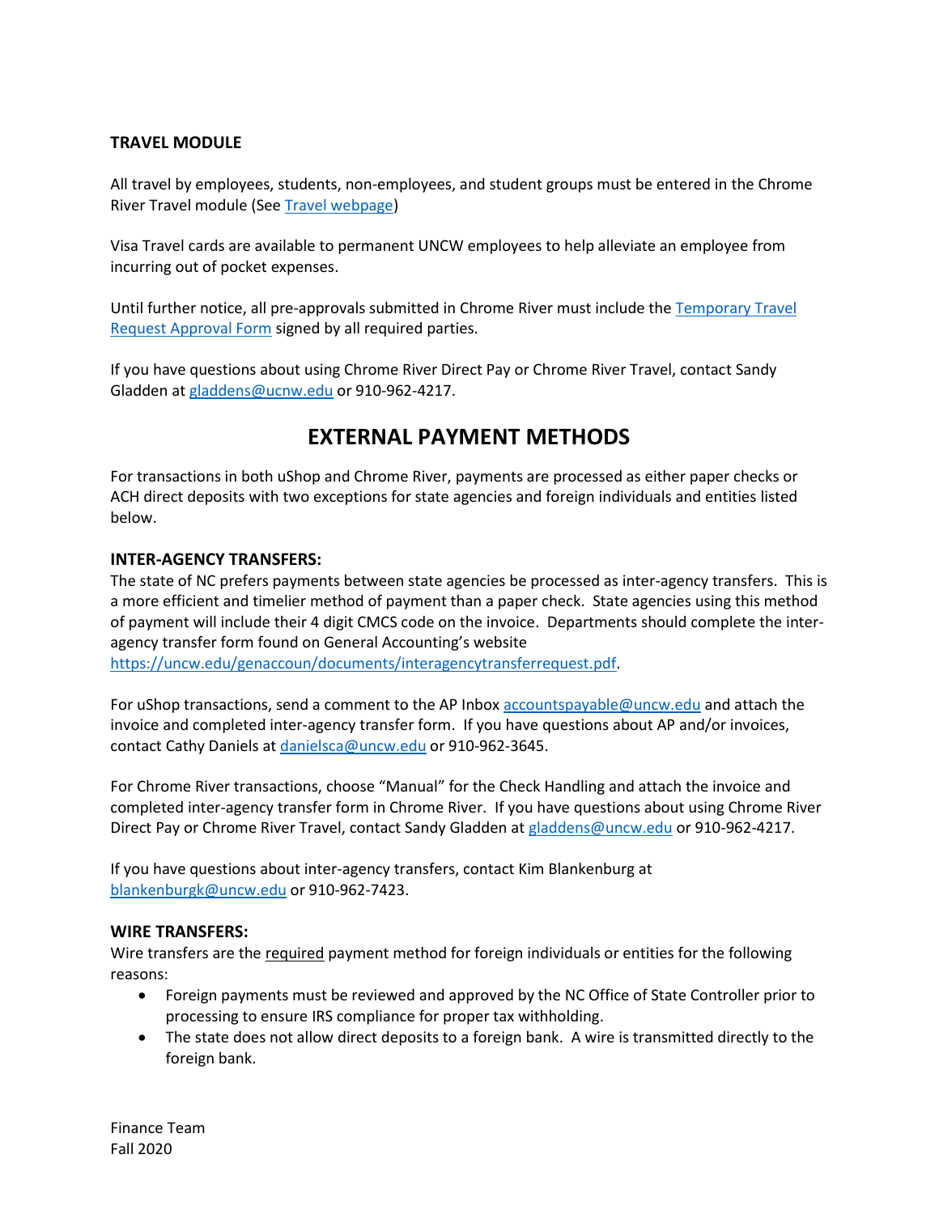**TRAVEL MODULE**

All travel by employees, students, non-employees, and student groups must be entered in the Chrome River Travel module (See Travel webpage)

Visa Travel cards are available to permanent UNCW employees to help alleviate an employee from incurring out of pocket expenses.

Until further notice, all pre-approvals submitted in Chrome River must include the Temporary Travel Request Approval Form signed by all required parties.

If you have questions about using Chrome River Direct Pay or Chrome River Travel, contact Sandy Gladden at gladdens@ucnw.edu or 910-962-4217.

# EXTERNAL PAYMENT METHODS

For transactions in both uShop and Chrome River, payments are processed as either paper checks or ACH direct deposits with two exceptions for state agencies and foreign individuals and entities listed below.

**INTER-AGENCY TRANSFERS:**

The state of NC prefers payments between state agencies be processed as inter-agency transfers. This is a more efficient and timelier method of payment than a paper check. State agencies using this method of payment will include their 4 digit CMCS code on the invoice. Departments should complete the inter-agency transfer form found on General Accounting's website https://uncw.edu/genaccoun/documents/interagencytransferrequest.pdf.

For uShop transactions, send a comment to the AP Inbox accountspayable@uncw.edu and attach the invoice and completed inter-agency transfer form. If you have questions about AP and/or invoices, contact Cathy Daniels at danielsca@uncw.edu or 910-962-3645.

For Chrome River transactions, choose "Manual" for the Check Handling and attach the invoice and completed inter-agency transfer form in Chrome River. If you have questions about using Chrome River Direct Pay or Chrome River Travel, contact Sandy Gladden at gladdens@uncw.edu or 910-962-4217.

If you have questions about inter-agency transfers, contact Kim Blankenburg at blankenburgk@uncw.edu or 910-962-7423.

**WIRE TRANSFERS:**

Wire transfers are the required payment method for foreign individuals or entities for the following reasons:

- Foreign payments must be reviewed and approved by the NC Office of State Controller prior to processing to ensure IRS compliance for proper tax withholding.
- The state does not allow direct deposits to a foreign bank. A wire is transmitted directly to the foreign bank.

Finance Team
Fall 2020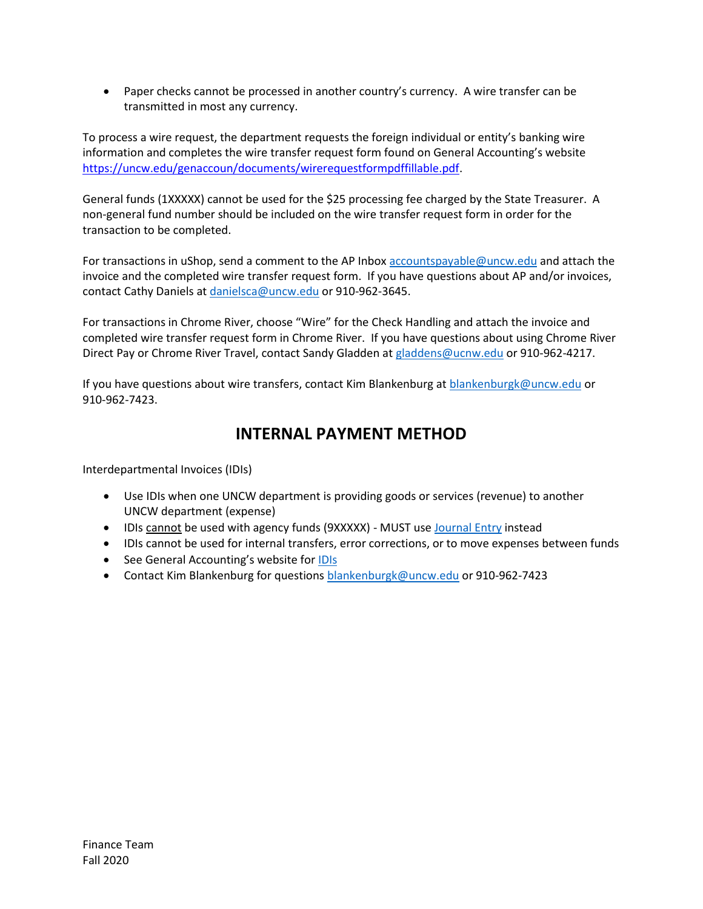- Paper checks cannot be processed in another country's currency. A wire transfer can be transmitted in most any currency.

To process a wire request, the department requests the foreign individual or entity's banking wire information and completes the wire transfer request form found on General Accounting's website https://uncw.edu/genaccoun/documents/wirerequestformpdffillable.pdf.

General funds (1XXXXX) cannot be used for the $25 processing fee charged by the State Treasurer. A non-general fund number should be included on the wire transfer request form in order for the transaction to be completed.

For transactions in uShop, send a comment to the AP Inbox accountspayable@uncw.edu and attach the invoice and the completed wire transfer request form. If you have questions about AP and/or invoices, contact Cathy Daniels at danielsca@uncw.edu or 910-962-3645.

For transactions in Chrome River, choose "Wire" for the Check Handling and attach the invoice and completed wire transfer request form in Chrome River. If you have questions about using Chrome River Direct Pay or Chrome River Travel, contact Sandy Gladden at gladdens@ucnw.edu or 910-962-4217.

If you have questions about wire transfers, contact Kim Blankenburg at blankenburgk@uncw.edu or 910-962-7423.

## INTERNAL PAYMENT METHOD

Interdepartmental Invoices (IDIs)

- Use IDIs when one UNCW department is providing goods or services (revenue) to another UNCW department (expense)
- IDIs cannot be used with agency funds (9XXXXX) - MUST use Journal Entry instead
- IDIs cannot be used for internal transfers, error corrections, or to move expenses between funds
- See General Accounting's website for IDIs
- Contact Kim Blankenburg for questions blankenburgk@uncw.edu or 910-962-7423

Finance Team
Fall 2020